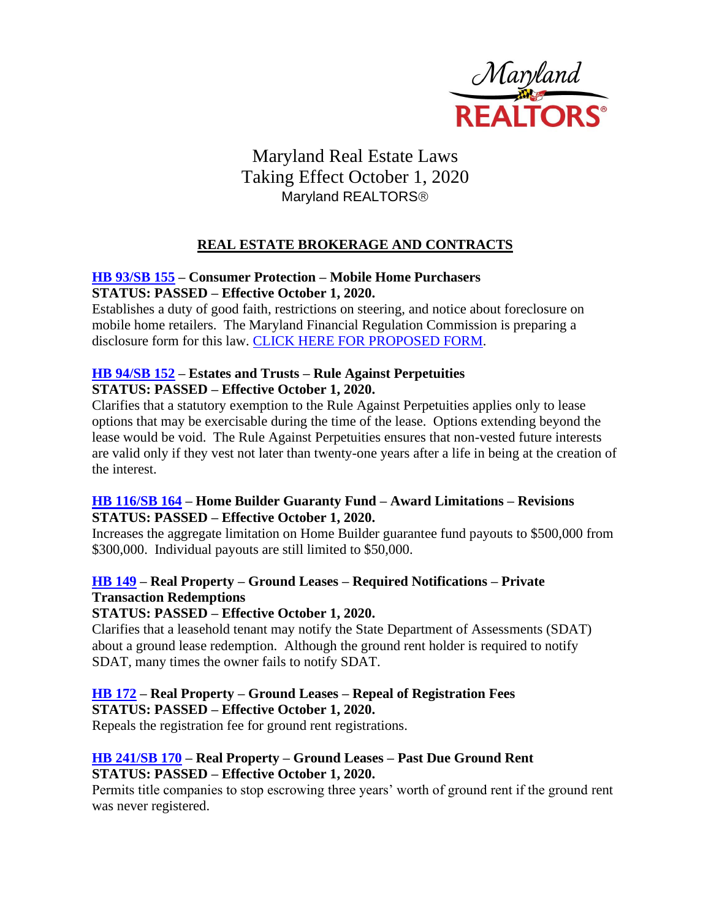Maryland REALTORS®

# Maryland Real Estate Laws Taking Effect October 1, 2020

Maryland REALTORS®

## REAL ESTATE BROKERAGE AND CONTRACTS

### HB 93/SB 155 – Consumer Protection – Mobile Home Purchasers

**STATUS: PASSED – Effective October 1, 2020.**

Establishes a duty of good faith, restrictions on steering, and notice about foreclosure on mobile home retailers. The Maryland Financial Regulation Commission is preparing a disclosure form for this law. CLICK HERE FOR PROPOSED FORM.

### HB 94/SB 152 – Estates and Trusts – Rule Against Perpetuities

**STATUS: PASSED – Effective October 1, 2020.**

Clarifies that a statutory exemption to the Rule Against Perpetuities applies only to lease options that may be exercisable during the time of the lease. Options extending beyond the lease would be void. The Rule Against Perpetuities ensures that non-vested future interests are valid only if they vest not later than twenty-one years after a life in being at the creation of the interest.

### HB 116/SB 164 – Home Builder Guaranty Fund – Award Limitations – Revisions

**STATUS: PASSED – Effective October 1, 2020.**

Increases the aggregate limitation on Home Builder guarantee fund payouts to $500,000 from $300,000. Individual payouts are still limited to $50,000.

### HB 149 – Real Property – Ground Leases – Required Notifications – Private Transaction Redemptions

**STATUS: PASSED – Effective October 1, 2020.**

Clarifies that a leasehold tenant may notify the State Department of Assessments (SDAT) about a ground lease redemption. Although the ground rent holder is required to notify SDAT, many times the owner fails to notify SDAT.

### HB 172 – Real Property – Ground Leases – Repeal of Registration Fees

**STATUS: PASSED – Effective October 1, 2020.**

Repeals the registration fee for ground rent registrations.

### HB 241/SB 170 – Real Property – Ground Leases – Past Due Ground Rent

**STATUS: PASSED – Effective October 1, 2020.**

Permits title companies to stop escrowing three years' worth of ground rent if the ground rent was never registered.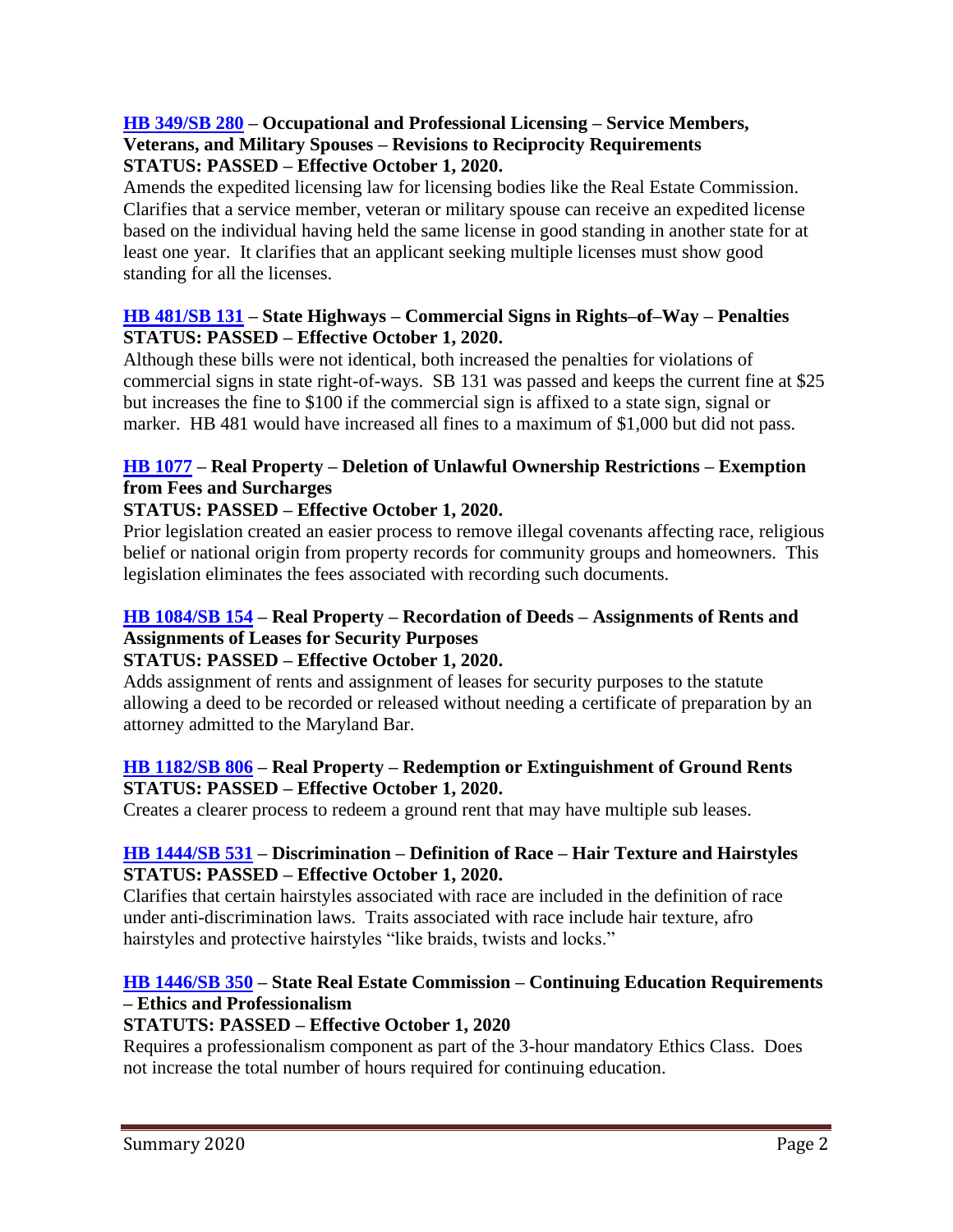**HB 349/SB 280 – Occupational and Professional Licensing – Service Members, Veterans, and Military Spouses – Revisions to Reciprocity Requirements**
**STATUS: PASSED – Effective October 1, 2020.**

Amends the expedited licensing law for licensing bodies like the Real Estate Commission. Clarifies that a service member, veteran or military spouse can receive an expedited license based on the individual having held the same license in good standing in another state for at least one year. It clarifies that an applicant seeking multiple licenses must show good standing for all the licenses.

**HB 481/SB 131 – State Highways – Commercial Signs in Rights–of–Way – Penalties**
**STATUS: PASSED – Effective October 1, 2020.**

Although these bills were not identical, both increased the penalties for violations of commercial signs in state right-of-ways. SB 131 was passed and keeps the current fine at $25 but increases the fine to $100 if the commercial sign is affixed to a state sign, signal or marker. HB 481 would have increased all fines to a maximum of $1,000 but did not pass.

**HB 1077 – Real Property – Deletion of Unlawful Ownership Restrictions – Exemption from Fees and Surcharges**
**STATUS: PASSED – Effective October 1, 2020.**

Prior legislation created an easier process to remove illegal covenants affecting race, religious belief or national origin from property records for community groups and homeowners. This legislation eliminates the fees associated with recording such documents.

**HB 1084/SB 154 – Real Property – Recordation of Deeds – Assignments of Rents and Assignments of Leases for Security Purposes**
**STATUS: PASSED – Effective October 1, 2020.**

Adds assignment of rents and assignment of leases for security purposes to the statute allowing a deed to be recorded or released without needing a certificate of preparation by an attorney admitted to the Maryland Bar.

**HB 1182/SB 806 – Real Property – Redemption or Extinguishment of Ground Rents**
**STATUS: PASSED – Effective October 1, 2020.**

Creates a clearer process to redeem a ground rent that may have multiple sub leases.

**HB 1444/SB 531 – Discrimination – Definition of Race – Hair Texture and Hairstyles**
**STATUS: PASSED – Effective October 1, 2020.**

Clarifies that certain hairstyles associated with race are included in the definition of race under anti-discrimination laws. Traits associated with race include hair texture, afro hairstyles and protective hairstyles "like braids, twists and locks."

**HB 1446/SB 350 – State Real Estate Commission – Continuing Education Requirements – Ethics and Professionalism**
**STATUTS: PASSED – Effective October 1, 2020**

Requires a professionalism component as part of the 3-hour mandatory Ethics Class. Does not increase the total number of hours required for continuing education.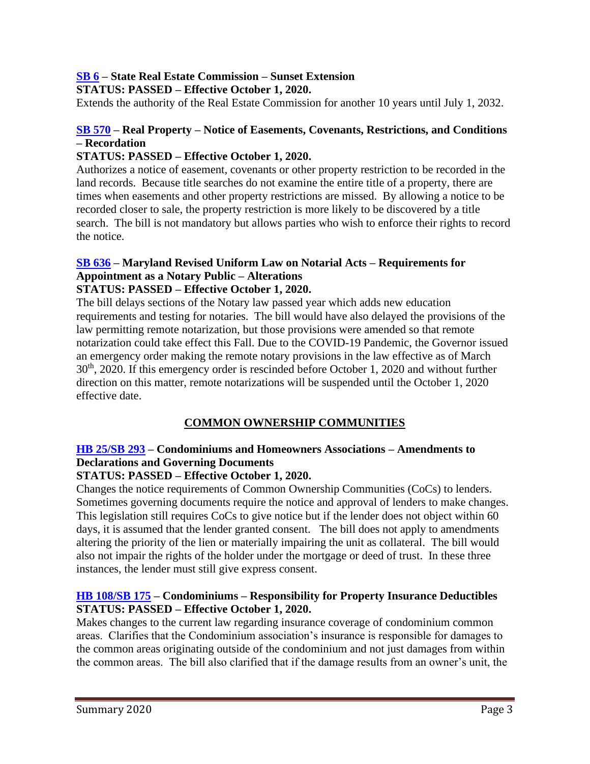**SB 6 – State Real Estate Commission – Sunset Extension**
**STATUS: PASSED – Effective October 1, 2020.**
Extends the authority of the Real Estate Commission for another 10 years until July 1, 2032.

**SB 570 – Real Property – Notice of Easements, Covenants, Restrictions, and Conditions – Recordation**
**STATUS: PASSED – Effective October 1, 2020.**
Authorizes a notice of easement, covenants or other property restriction to be recorded in the land records. Because title searches do not examine the entire title of a property, there are times when easements and other property restrictions are missed. By allowing a notice to be recorded closer to sale, the property restriction is more likely to be discovered by a title search. The bill is not mandatory but allows parties who wish to enforce their rights to record the notice.

**SB 636 – Maryland Revised Uniform Law on Notarial Acts – Requirements for Appointment as a Notary Public – Alterations**
**STATUS: PASSED – Effective October 1, 2020.**
The bill delays sections of the Notary law passed year which adds new education requirements and testing for notaries. The bill would have also delayed the provisions of the law permitting remote notarization, but those provisions were amended so that remote notarization could take effect this Fall. Due to the COVID-19 Pandemic, the Governor issued an emergency order making the remote notary provisions in the law effective as of March 30th, 2020. If this emergency order is rescinded before October 1, 2020 and without further direction on this matter, remote notarizations will be suspended until the October 1, 2020 effective date.

## COMMON OWNERSHIP COMMUNITIES

**HB 25/SB 293 – Condominiums and Homeowners Associations – Amendments to Declarations and Governing Documents**
**STATUS: PASSED – Effective October 1, 2020.**
Changes the notice requirements of Common Ownership Communities (CoCs) to lenders. Sometimes governing documents require the notice and approval of lenders to make changes. This legislation still requires CoCs to give notice but if the lender does not object within 60 days, it is assumed that the lender granted consent. The bill does not apply to amendments altering the priority of the lien or materially impairing the unit as collateral. The bill would also not impair the rights of the holder under the mortgage or deed of trust. In these three instances, the lender must still give express consent.

**HB 108/SB 175 – Condominiums – Responsibility for Property Insurance Deductibles**
**STATUS: PASSED – Effective October 1, 2020.**
Makes changes to the current law regarding insurance coverage of condominium common areas. Clarifies that the Condominium association's insurance is responsible for damages to the common areas originating outside of the condominium and not just damages from within the common areas. The bill also clarified that if the damage results from an owner's unit, the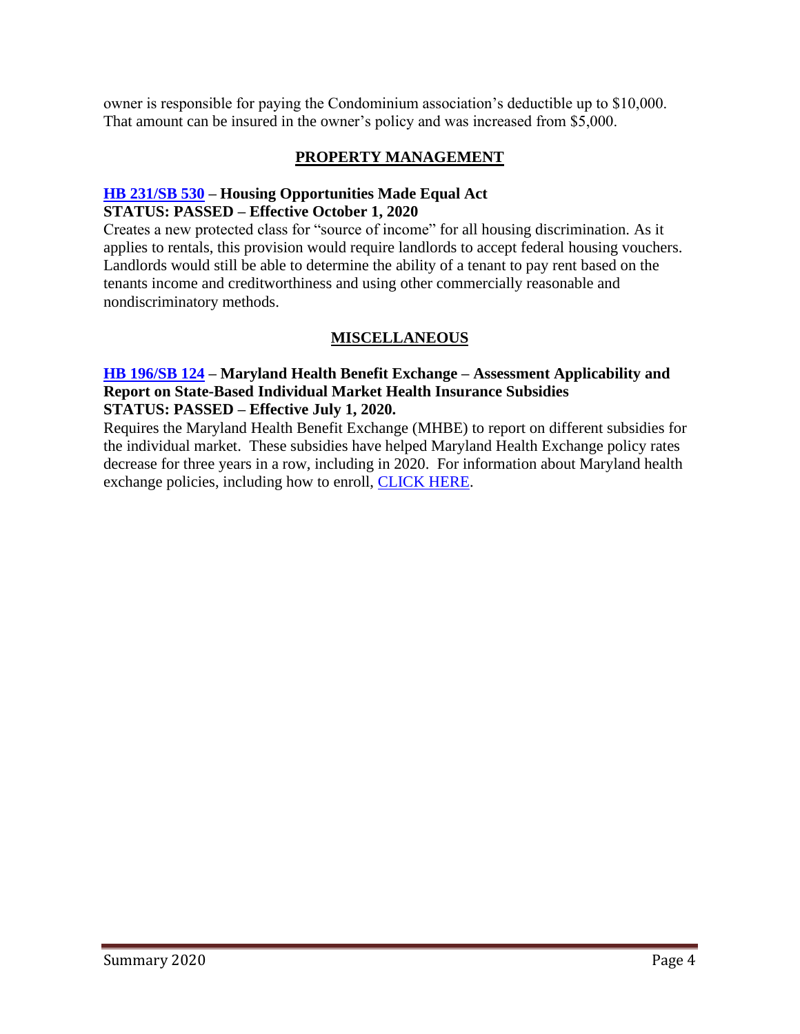owner is responsible for paying the Condominium association's deductible up to $10,000. That amount can be insured in the owner's policy and was increased from $5,000.

## PROPERTY MANAGEMENT

**HB 231/SB 530 – Housing Opportunities Made Equal Act**
**STATUS: PASSED – Effective October 1, 2020**

Creates a new protected class for "source of income" for all housing discrimination. As it applies to rentals, this provision would require landlords to accept federal housing vouchers. Landlords would still be able to determine the ability of a tenant to pay rent based on the tenants income and creditworthiness and using other commercially reasonable and nondiscriminatory methods.

## MISCELLANEOUS

**HB 196/SB 124 – Maryland Health Benefit Exchange – Assessment Applicability and Report on State-Based Individual Market Health Insurance Subsidies**
**STATUS: PASSED – Effective July 1, 2020.**

Requires the Maryland Health Benefit Exchange (MHBE) to report on different subsidies for the individual market. These subsidies have helped Maryland Health Exchange policy rates decrease for three years in a row, including in 2020. For information about Maryland health exchange policies, including how to enroll, CLICK HERE.